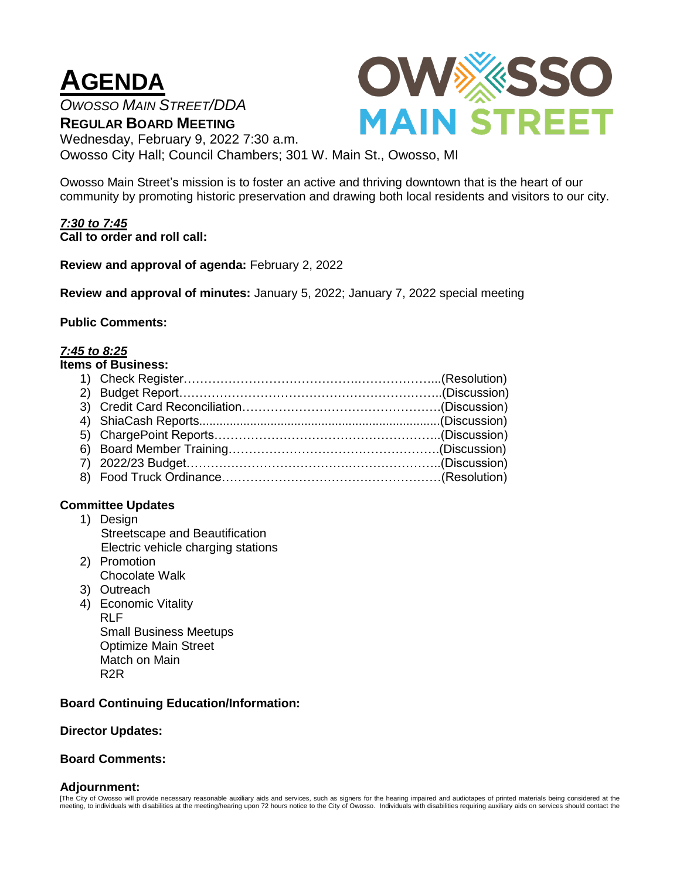# AGENDA

*OWOSSO MAIN STREET/DDA*

**REGULAR BOARD MEETING**

Wednesday, February 9, 2022 7:30 a.m.

Owosso City Hall; Council Chambers; 301 W. Main St., Owosso, MI

OWOSSO MAIN STREET

Owosso Main Street's mission is to foster an active and thriving downtown that is the heart of our community by promoting historic preservation and drawing both local residents and visitors to our city.

***7:30 to 7:45***

**Call to order and roll call:**

**Review and approval of agenda:** February 2, 2022

**Review and approval of minutes:** January 5, 2022; January 7, 2022 special meeting

**Public Comments:**

***7:45 to 8:25***

**Items of Business:**

1) Check Register…………………………………………………………..(Resolution)
2) Budget Report…………………………………………………………..(Discussion)
3) Credit Card Reconciliation…………………………………………(Discussion)
4) ShiaCash Reports.........................................................................(Discussion)
5) ChargePoint Reports………………………………………………..(Discussion)
6) Board Member Training…………………………………………….(Discussion)
7) 2022/23 Budget…………………………………………………………(Discussion)
8) Food Truck Ordinance………………………………………………(Resolution)

**Committee Updates**

1) Design
   - Streetscape and Beautification
   - Electric vehicle charging stations
2) Promotion
   - Chocolate Walk
3) Outreach
4) Economic Vitality
   - RLF
   - Small Business Meetups
   - Optimize Main Street
   - Match on Main
   - R2R

**Board Continuing Education/Information:**

**Director Updates:**

**Board Comments:**

**Adjournment:**

[The City of Owosso will provide necessary reasonable auxiliary aids and services, such as signers for the hearing impaired and audiotapes of printed materials being considered at the meeting, to individuals with disabilities at the meeting/hearing upon 72 hours notice to the City of Owosso. Individuals with disabilities requiring auxiliary aids on services should contact the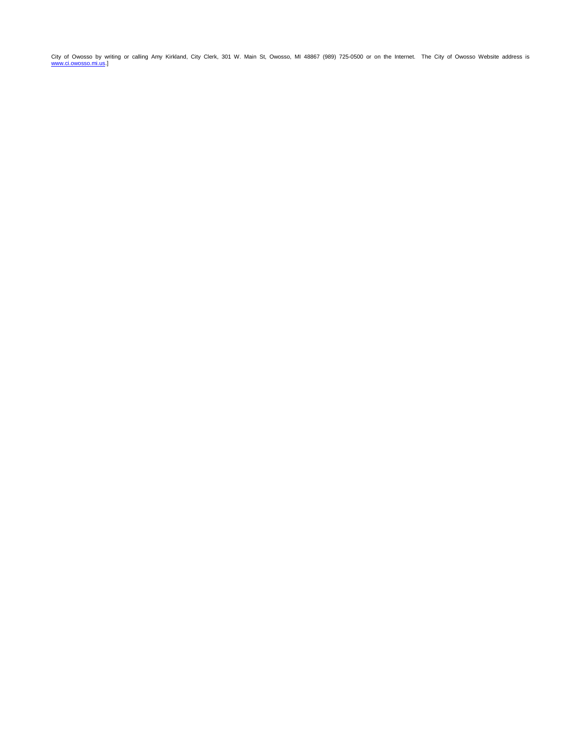City of Owosso by writing or calling Amy Kirkland, City Clerk, 301 W. Main St, Owosso, MI 48867 (989) 725-0500 or on the Internet. The City of Owosso Website address is www.ci.owosso.mi.us.]